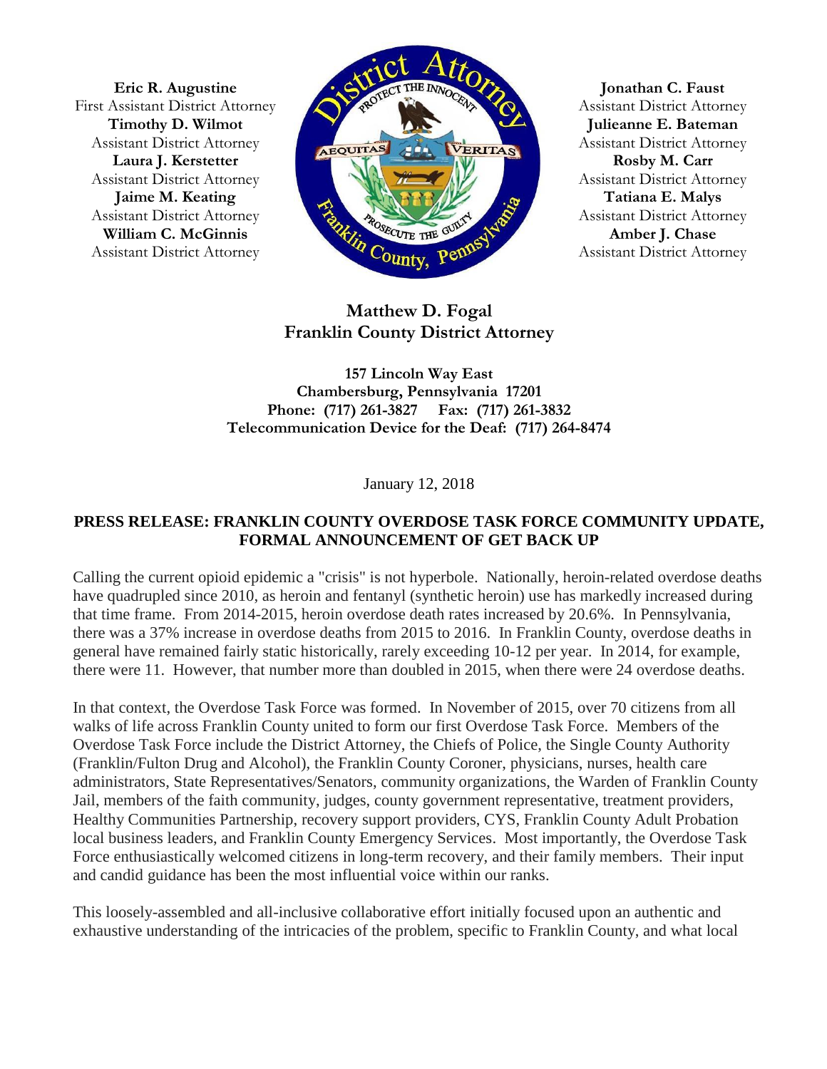Eric R. Augustine
First Assistant District Attorney
**Timothy D. Wilmot**
Assistant District Attorney
**Laura J. Kerstetter**
Assistant District Attorney
**Jaime M. Keating**
Assistant District Attorney
**William C. McGinnis**
Assistant District Attorney

**Jonathan C. Faust**
Assistant District Attorney
**Julieanne E. Bateman**
Assistant District Attorney
**Rosby M. Carr**
Assistant District Attorney
**Tatiana E. Malys**
Assistant District Attorney
**Amber J. Chase**
Assistant District Attorney

**Matthew D. Fogal**
**Franklin County District Attorney**

**157 Lincoln Way East**
**Chambersburg, Pennsylvania 17201**
**Phone: (717) 261-3827 Fax: (717) 261-3832**
**Telecommunication Device for the Deaf: (717) 264-8474**

January 12, 2018

## PRESS RELEASE: FRANKLIN COUNTY OVERDOSE TASK FORCE COMMUNITY UPDATE, FORMAL ANNOUNCEMENT OF GET BACK UP

Calling the current opioid epidemic a "crisis" is not hyperbole. Nationally, heroin-related overdose deaths have quadrupled since 2010, as heroin and fentanyl (synthetic heroin) use has markedly increased during that time frame. From 2014-2015, heroin overdose death rates increased by 20.6%. In Pennsylvania, there was a 37% increase in overdose deaths from 2015 to 2016. In Franklin County, overdose deaths in general have remained fairly static historically, rarely exceeding 10-12 per year. In 2014, for example, there were 11. However, that number more than doubled in 2015, when there were 24 overdose deaths.

In that context, the Overdose Task Force was formed. In November of 2015, over 70 citizens from all walks of life across Franklin County united to form our first Overdose Task Force. Members of the Overdose Task Force include the District Attorney, the Chiefs of Police, the Single County Authority (Franklin/Fulton Drug and Alcohol), the Franklin County Coroner, physicians, nurses, health care administrators, State Representatives/Senators, community organizations, the Warden of Franklin County Jail, members of the faith community, judges, county government representative, treatment providers, Healthy Communities Partnership, recovery support providers, CYS, Franklin County Adult Probation local business leaders, and Franklin County Emergency Services. Most importantly, the Overdose Task Force enthusiastically welcomed citizens in long-term recovery, and their family members. Their input and candid guidance has been the most influential voice within our ranks.

This loosely-assembled and all-inclusive collaborative effort initially focused upon an authentic and exhaustive understanding of the intricacies of the problem, specific to Franklin County, and what local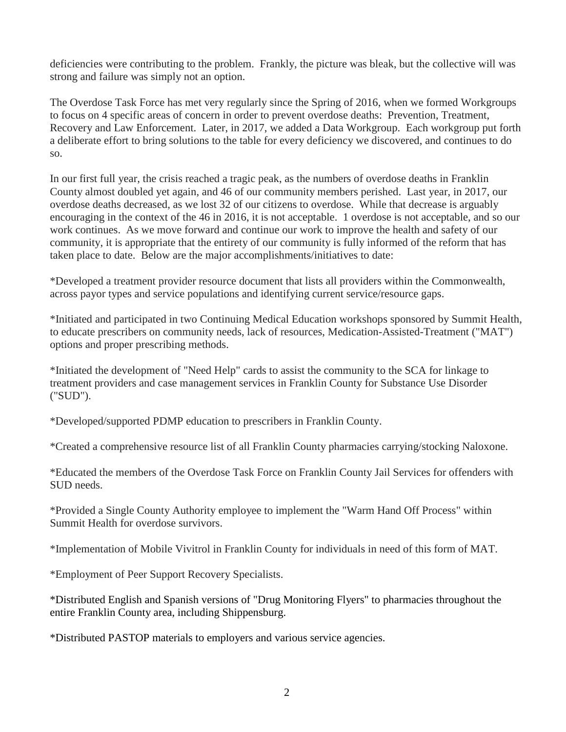deficiencies were contributing to the problem. Frankly, the picture was bleak, but the collective will was strong and failure was simply not an option.

The Overdose Task Force has met very regularly since the Spring of 2016, when we formed Workgroups to focus on 4 specific areas of concern in order to prevent overdose deaths: Prevention, Treatment, Recovery and Law Enforcement. Later, in 2017, we added a Data Workgroup. Each workgroup put forth a deliberate effort to bring solutions to the table for every deficiency we discovered, and continues to do so.

In our first full year, the crisis reached a tragic peak, as the numbers of overdose deaths in Franklin County almost doubled yet again, and 46 of our community members perished. Last year, in 2017, our overdose deaths decreased, as we lost 32 of our citizens to overdose. While that decrease is arguably encouraging in the context of the 46 in 2016, it is not acceptable. 1 overdose is not acceptable, and so our work continues. As we move forward and continue our work to improve the health and safety of our community, it is appropriate that the entirety of our community is fully informed of the reform that has taken place to date. Below are the major accomplishments/initiatives to date:

*Developed a treatment provider resource document that lists all providers within the Commonwealth, across payor types and service populations and identifying current service/resource gaps.

*Initiated and participated in two Continuing Medical Education workshops sponsored by Summit Health, to educate prescribers on community needs, lack of resources, Medication-Assisted-Treatment ("MAT") options and proper prescribing methods.

*Initiated the development of "Need Help" cards to assist the community to the SCA for linkage to treatment providers and case management services in Franklin County for Substance Use Disorder ("SUD").

*Developed/supported PDMP education to prescribers in Franklin County.

*Created a comprehensive resource list of all Franklin County pharmacies carrying/stocking Naloxone.

*Educated the members of the Overdose Task Force on Franklin County Jail Services for offenders with SUD needs.

*Provided a Single County Authority employee to implement the "Warm Hand Off Process" within Summit Health for overdose survivors.

*Implementation of Mobile Vivitrol in Franklin County for individuals in need of this form of MAT.

*Employment of Peer Support Recovery Specialists.

*Distributed English and Spanish versions of "Drug Monitoring Flyers" to pharmacies throughout the entire Franklin County area, including Shippensburg.

*Distributed PASTOP materials to employers and various service agencies.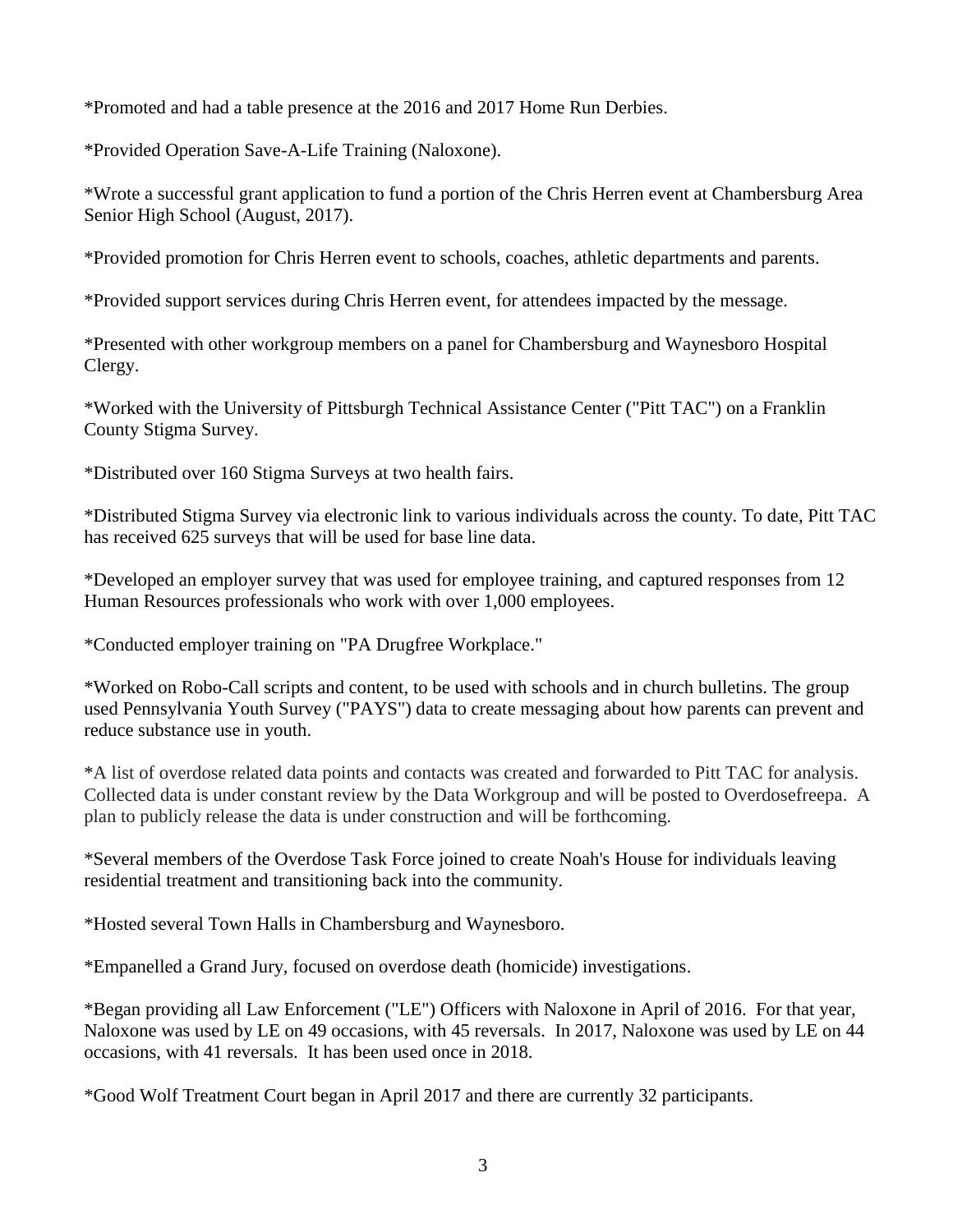*Promoted and had a table presence at the 2016 and 2017 Home Run Derbies.

*Provided Operation Save-A-Life Training (Naloxone).

*Wrote a successful grant application to fund a portion of the Chris Herren event at Chambersburg Area Senior High School (August, 2017).

*Provided promotion for Chris Herren event to schools, coaches, athletic departments and parents.

*Provided support services during Chris Herren event, for attendees impacted by the message.

*Presented with other workgroup members on a panel for Chambersburg and Waynesboro Hospital Clergy.

*Worked with the University of Pittsburgh Technical Assistance Center ("Pitt TAC") on a Franklin County Stigma Survey.

*Distributed over 160 Stigma Surveys at two health fairs.

*Distributed Stigma Survey via electronic link to various individuals across the county. To date, Pitt TAC has received 625 surveys that will be used for base line data.

*Developed an employer survey that was used for employee training, and captured responses from 12 Human Resources professionals who work with over 1,000 employees.

*Conducted employer training on "PA Drugfree Workplace."

*Worked on Robo-Call scripts and content, to be used with schools and in church bulletins. The group used Pennsylvania Youth Survey ("PAYS") data to create messaging about how parents can prevent and reduce substance use in youth.

*A list of overdose related data points and contacts was created and forwarded to Pitt TAC for analysis. Collected data is under constant review by the Data Workgroup and will be posted to Overdosefreepa. A plan to publicly release the data is under construction and will be forthcoming.

*Several members of the Overdose Task Force joined to create Noah's House for individuals leaving residential treatment and transitioning back into the community.

*Hosted several Town Halls in Chambersburg and Waynesboro.

*Empanelled a Grand Jury, focused on overdose death (homicide) investigations.

*Began providing all Law Enforcement ("LE") Officers with Naloxone in April of 2016. For that year, Naloxone was used by LE on 49 occasions, with 45 reversals. In 2017, Naloxone was used by LE on 44 occasions, with 41 reversals. It has been used once in 2018.

*Good Wolf Treatment Court began in April 2017 and there are currently 32 participants.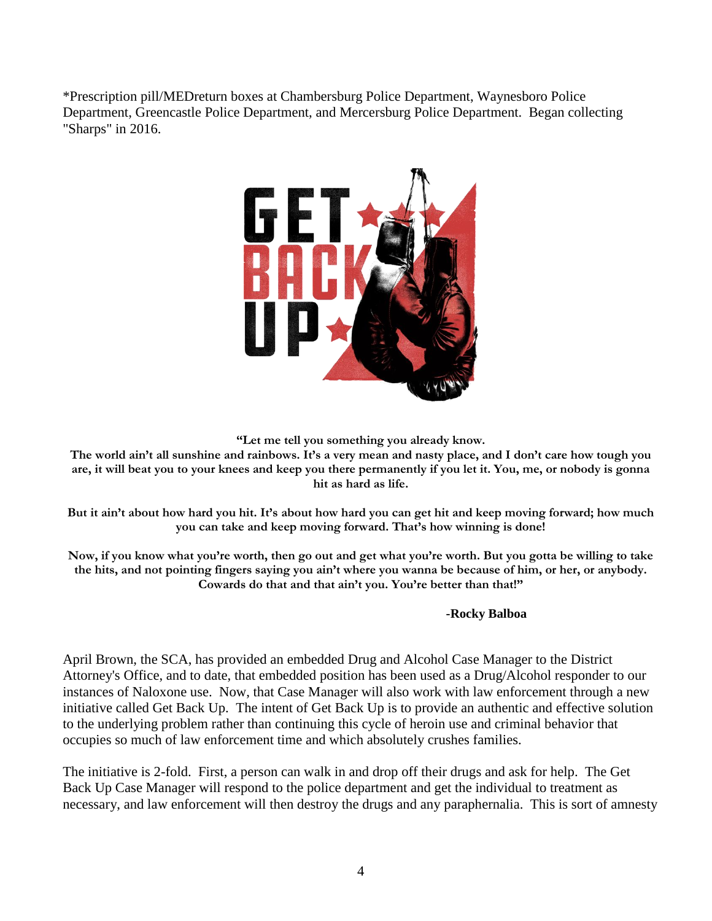*Prescription pill/MEDreturn boxes at Chambersburg Police Department, Waynesboro Police Department, Greencastle Police Department, and Mercersburg Police Department. Began collecting "Sharps" in 2016.

**"Let me tell you something you already know.**
**The world ain't all sunshine and rainbows. It's a very mean and nasty place, and I don't care how tough you are, it will beat you to your knees and keep you there permanently if you let it. You, me, or nobody is gonna hit as hard as life.**

**But it ain't about how hard you hit. It's about how hard you can get hit and keep moving forward; how much you can take and keep moving forward. That's how winning is done!**

**Now, if you know what you're worth, then go out and get what you're worth. But you gotta be willing to take the hits, and not pointing fingers saying you ain't where you wanna be because of him, or her, or anybody. Cowards do that and that ain't you. You're better than that!"**

**-Rocky Balboa**

April Brown, the SCA, has provided an embedded Drug and Alcohol Case Manager to the District Attorney's Office, and to date, that embedded position has been used as a Drug/Alcohol responder to our instances of Naloxone use. Now, that Case Manager will also work with law enforcement through a new initiative called Get Back Up. The intent of Get Back Up is to provide an authentic and effective solution to the underlying problem rather than continuing this cycle of heroin use and criminal behavior that occupies so much of law enforcement time and which absolutely crushes families.

The initiative is 2-fold. First, a person can walk in and drop off their drugs and ask for help. The Get Back Up Case Manager will respond to the police department and get the individual to treatment as necessary, and law enforcement will then destroy the drugs and any paraphernalia. This is sort of amnesty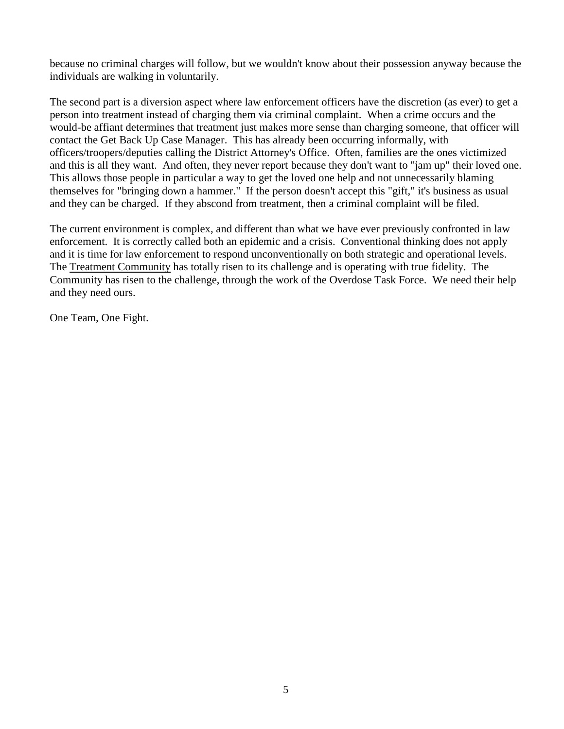because no criminal charges will follow, but we wouldn't know about their possession anyway because the individuals are walking in voluntarily.

The second part is a diversion aspect where law enforcement officers have the discretion (as ever) to get a person into treatment instead of charging them via criminal complaint. When a crime occurs and the would-be affiant determines that treatment just makes more sense than charging someone, that officer will contact the Get Back Up Case Manager. This has already been occurring informally, with officers/troopers/deputies calling the District Attorney's Office. Often, families are the ones victimized and this is all they want. And often, they never report because they don't want to "jam up" their loved one. This allows those people in particular a way to get the loved one help and not unnecessarily blaming themselves for "bringing down a hammer." If the person doesn't accept this "gift," it's business as usual and they can be charged. If they abscond from treatment, then a criminal complaint will be filed.

The current environment is complex, and different than what we have ever previously confronted in law enforcement. It is correctly called both an epidemic and a crisis. Conventional thinking does not apply and it is time for law enforcement to respond unconventionally on both strategic and operational levels. The Treatment Community has totally risen to its challenge and is operating with true fidelity. The Community has risen to the challenge, through the work of the Overdose Task Force. We need their help and they need ours.

One Team, One Fight.